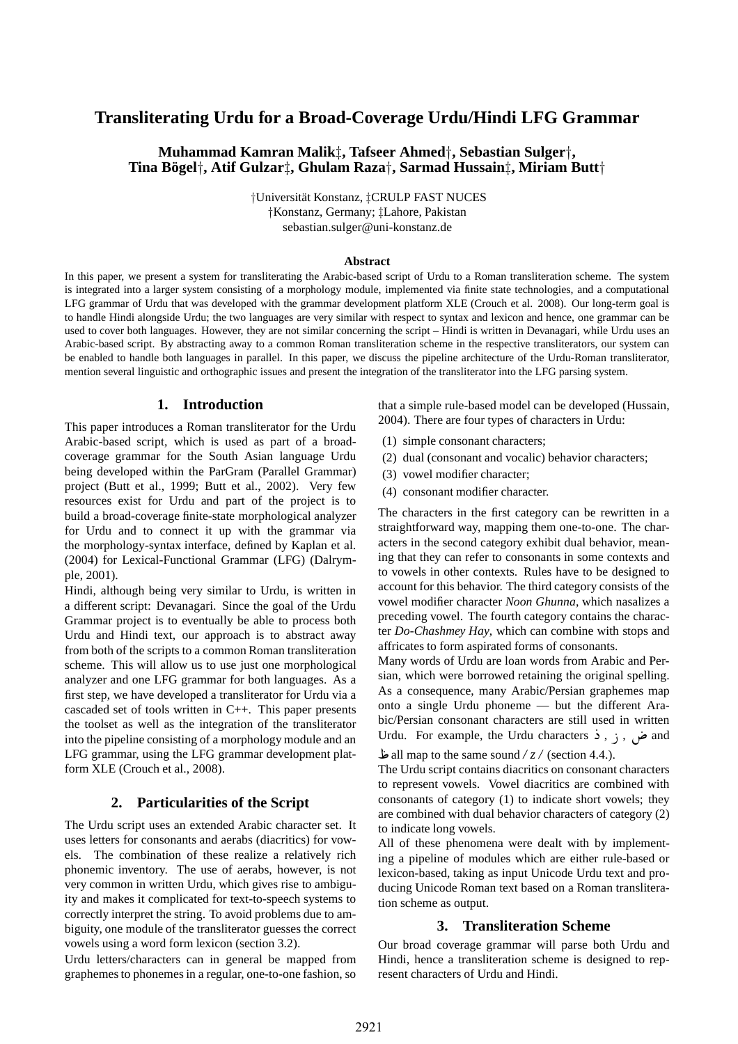# Transliterating Urdu for a Broad-Coverage Urdu/Hindi LFG Grammar

**Muhammad Kamran Malik‡, Tafseer Ahmed†, Sebastian Sulger†, Tina Bögel†, Atif Gulzar‡, Ghulam Raza†, Sarmad Hussain‡, Miriam Butt†**

†Universität Konstanz, ‡CRULP FAST NUCES
†Konstanz, Germany; ‡Lahore, Pakistan
sebastian.sulger@uni-konstanz.de

### Abstract

In this paper, we present a system for transliterating the Arabic-based script of Urdu to a Roman transliteration scheme. The system is integrated into a larger system consisting of a morphology module, implemented via finite state technologies, and a computational LFG grammar of Urdu that was developed with the grammar development platform XLE (Crouch et al. 2008). Our long-term goal is to handle Hindi alongside Urdu; the two languages are very similar with respect to syntax and lexicon and hence, one grammar can be used to cover both languages. However, they are not similar concerning the script – Hindi is written in Devanagari, while Urdu uses an Arabic-based script. By abstracting away to a common Roman transliteration scheme in the respective transliterators, our system can be enabled to handle both languages in parallel. In this paper, we discuss the pipeline architecture of the Urdu-Roman transliterator, mention several linguistic and orthographic issues and present the integration of the transliterator into the LFG parsing system.

## 1. Introduction

This paper introduces a Roman transliterator for the Urdu Arabic-based script, which is used as part of a broad-coverage grammar for the South Asian language Urdu being developed within the ParGram (Parallel Grammar) project (Butt et al., 1999; Butt et al., 2002). Very few resources exist for Urdu and part of the project is to build a broad-coverage finite-state morphological analyzer for Urdu and to connect it up with the grammar via the morphology-syntax interface, defined by Kaplan et al. (2004) for Lexical-Functional Grammar (LFG) (Dalrymple, 2001).

Hindi, although being very similar to Urdu, is written in a different script: Devanagari. Since the goal of the Urdu Grammar project is to eventually be able to process both Urdu and Hindi text, our approach is to abstract away from both of the scripts to a common Roman transliteration scheme. This will allow us to use just one morphological analyzer and one LFG grammar for both languages. As a first step, we have developed a transliterator for Urdu via a cascaded set of tools written in C++. This paper presents the toolset as well as the integration of the transliterator into the pipeline consisting of a morphology module and an LFG grammar, using the LFG grammar development platform XLE (Crouch et al., 2008).

## 2. Particularities of the Script

The Urdu script uses an extended Arabic character set. It uses letters for consonants and aerabs (diacritics) for vowels. The combination of these realize a relatively rich phonemic inventory. The use of aerabs, however, is not very common in written Urdu, which gives rise to ambiguity and makes it complicated for text-to-speech systems to correctly interpret the string. To avoid problems due to ambiguity, one module of the transliterator guesses the correct vowels using a word form lexicon (section 3.2).

Urdu letters/characters can in general be mapped from graphemes to phonemes in a regular, one-to-one fashion, so that a simple rule-based model can be developed (Hussain, 2004). There are four types of characters in Urdu:

(1) simple consonant characters;
(2) dual (consonant and vocalic) behavior characters;
(3) vowel modifier character;
(4) consonant modifier character.

The characters in the first category can be rewritten in a straightforward way, mapping them one-to-one. The characters in the second category exhibit dual behavior, meaning that they can refer to consonants in some contexts and to vowels in other contexts. Rules have to be designed to account for this behavior. The third category consists of the vowel modifier character *Noon Ghunna*, which nasalizes a preceding vowel. The fourth category contains the character *Do-Chashmey Hay*, which can combine with stops and affricates to form aspirated forms of consonants.

Many words of Urdu are loan words from Arabic and Persian, which were borrowed retaining the original spelling. As a consequence, many Arabic/Persian graphemes map onto a single Urdu phoneme — but the different Arabic/Persian consonant characters are still used in written Urdu. For example, the Urdu characters ذ , ز , ض and ظ all map to the same sound */ z /* (section 4.4.).

The Urdu script contains diacritics on consonant characters to represent vowels. Vowel diacritics are combined with consonants of category (1) to indicate short vowels; they are combined with dual behavior characters of category (2) to indicate long vowels.

All of these phenomena were dealt with by implementing a pipeline of modules which are either rule-based or lexicon-based, taking as input Unicode Urdu text and producing Unicode Roman text based on a Roman transliteration scheme as output.

## 3. Transliteration Scheme

Our broad coverage grammar will parse both Urdu and Hindi, hence a transliteration scheme is designed to represent characters of Urdu and Hindi.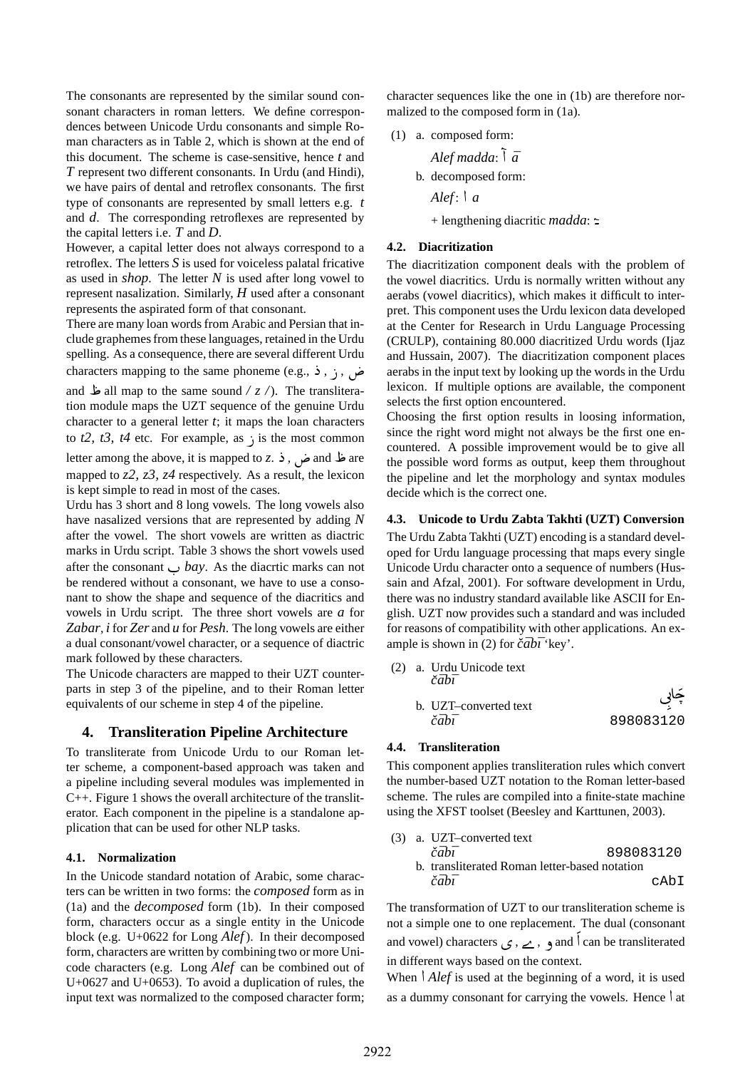The consonants are represented by the similar sound consonant characters in roman letters. We define correspondences between Unicode Urdu consonants and simple Roman characters as in Table 2, which is shown at the end of this document. The scheme is case-sensitive, hence *t* and *T* represent two different consonants. In Urdu (and Hindi), we have pairs of dental and retroflex consonants. The first type of consonants are represented by small letters e.g. *t* and *d*. The corresponding retroflexes are represented by the capital letters i.e. *T* and *D*.

However, a capital letter does not always correspond to a retroflex. The letters *S* is used for voiceless palatal fricative as used in *shop*. The letter *N* is used after long vowel to represent nasalization. Similarly, *H* used after a consonant represents the aspirated form of that consonant.

There are many loan words from Arabic and Persian that include graphemes from these languages, retained in the Urdu spelling. As a consequence, there are several different Urdu characters mapping to the same phoneme (e.g., ذ , ز , ض and ظ all map to the same sound / *z* /). The transliteration module maps the UZT sequence of the genuine Urdu character to a general letter *t*; it maps the loan characters to *t2, t3, t4* etc. For example, as ز is the most common letter among the above, it is mapped to *z*. ذ , ض and ظ are mapped to *z2, z3, z4* respectively. As a result, the lexicon is kept simple to read in most of the cases.

Urdu has 3 short and 8 long vowels. The long vowels also have nasalized versions that are represented by adding *N* after the vowel. The short vowels are written as diactric marks in Urdu script. Table 3 shows the short vowels used after the consonant ب *bay*. As the diacrtic marks can not be rendered without a consonant, we have to use a consonant to show the shape and sequence of the diacritics and vowels in Urdu script. The three short vowels are *a* for *Zabar*, *i* for *Zer* and *u* for *Pesh*. The long vowels are either a dual consonant/vowel character, or a sequence of diactric mark followed by these characters.

The Unicode characters are mapped to their UZT counterparts in step 3 of the pipeline, and to their Roman letter equivalents of our scheme in step 4 of the pipeline.

## 4. Transliteration Pipeline Architecture

To transliterate from Unicode Urdu to our Roman letter scheme, a component-based approach was taken and a pipeline including several modules was implemented in C++. Figure 1 shows the overall architecture of the transliterator. Each component in the pipeline is a standalone application that can be used for other NLP tasks.

### 4.1. Normalization

In the Unicode standard notation of Arabic, some characters can be written in two forms: the *composed* form as in (1a) and the *decomposed* form (1b). In their composed form, characters occur as a single entity in the Unicode block (e.g. U+0622 for Long *Alef*). In their decomposed form, characters are written by combining two or more Unicode characters (e.g. Long *Alef* can be combined out of U+0627 and U+0653). To avoid a duplication of rules, the input text was normalized to the composed character form; character sequences like the one in (1b) are therefore normalized to the composed form in (1a).

(1) a. composed form:

*Alef madda*: آ $\bar{a}$

b. decomposed form:

*Alef*: ا *a*

\+ lengthening diacritic *madda*: ٓ

### 4.2. Diacritization

The diacritization component deals with the problem of the vowel diacritics. Urdu is normally written without any aerabs (vowel diacritics), which makes it difficult to interpret. This component uses the Urdu lexicon data developed at the Center for Research in Urdu Language Processing (CRULP), containing 80.000 diacritized Urdu words (Ijaz and Hussain, 2007). The diacritization component places aerabs in the input text by looking up the words in the Urdu lexicon. If multiple options are available, the component selects the first option encountered.

Choosing the first option results in loosing information, since the right word might not always be the first one encountered. A possible improvement would be to give all the possible word forms as output, keep them throughout the pipeline and let the morphology and syntax modules decide which is the correct one.

### 4.3. Unicode to Urdu Zabta Takhti (UZT) Conversion

The Urdu Zabta Takhti (UZT) encoding is a standard developed for Urdu language processing that maps every single Unicode Urdu character onto a sequence of numbers (Hussain and Afzal, 2001). For software development in Urdu, there was no industry standard available like ASCII for English. UZT now provides such a standard and was included for reasons of compatibility with other applications. An example is shown in (2) for *čābī* 'key'.

(2) a. Urdu Unicode text
*čābī* — چَابِی

b. UZT–converted text
*čābī* — 898083120

### 4.4. Transliteration

This component applies transliteration rules which convert the number-based UZT notation to the Roman letter-based scheme. The rules are compiled into a finite-state machine using the XFST toolset (Beesley and Karttunen, 2003).

(3) a. UZT–converted text
*čābī* — 898083120

b. transliterated Roman letter-based notation
*čābī* — cAbI

The transformation of UZT to our transliteration scheme is not a simple one to one replacement. The dual (consonant and vowel) characters ی , ے , و and أ can be transliterated in different ways based on the context.

When ا *Alef* is used at the beginning of a word, it is used as a dummy consonant for carrying the vowels. Hence ا at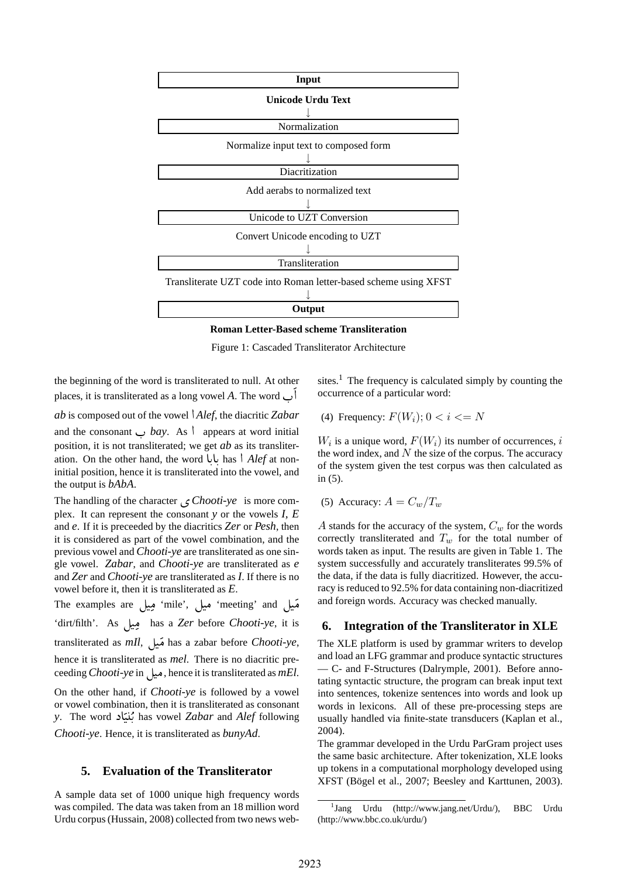**Input**

**Unicode Urdu Text**

↓

Normalization

Normalize input text to composed form

↓

Diacritization

Add aerabs to normalized text

↓

Unicode to UZT Conversion

Convert Unicode encoding to UZT

↓

Transliteration

Transliterate UZT code into Roman letter-based scheme using XFST

↓

**Output**

**Roman Letter-Based scheme Transliteration**

Figure 1: Cascaded Transliterator Architecture

the beginning of the word is transliterated to null. At other places, it is transliterated as a long vowel *A*. The word اَب *ab* is composed out of the vowel ا *Alef*, the diacritic *Zabar* and the consonant ب *bay*. As ا appears at word initial position, it is not transliterated; we get *ab* as its transliteration. On the other hand, the word بابا has ا *Alef* at non-initial position, hence it is transliterated into the vowel, and the output is *bAbA*.

The handling of the character ی *Chooti-ye* is more complex. It can represent the consonant *y* or the vowels *I*, *E* and *e*. If it is preceeded by the diacritics *Zer* or *Pesh*, then it is considered as part of the vowel combination, and the previous vowel and *Chooti-ye* are transliterated as one single vowel. *Zabar*, and *Chooti-ye* are transliterated as *e* and *Zer* and *Chooti-ye* are transliterated as *I*. If there is no vowel before it, then it is transliterated as *E*.

The examples are مِیل 'mile', میل 'meeting' and مَیل 'dirt/filth'. As مِیل has a *Zer* before *Chooti-ye*, it is transliterated as *mIl*, مَیل has a zabar before *Chooti-ye*, hence it is transliterated as *mel*. There is no diacritic preceeding *Chooti-ye* in میل, hence it is transliterated as *mEl*.

On the other hand, if *Chooti-ye* is followed by a vowel or vowel combination, then it is transliterated as consonant *y*. The word بُنیَاد has vowel *Zabar* and *Alef* following *Chooti-ye*. Hence, it is transliterated as *bunyAd*.

## 5. Evaluation of the Transliterator

A sample data set of 1000 unique high frequency words was compiled. The data was taken from an 18 million word Urdu corpus (Hussain, 2008) collected from two news websites.[1] The frequency is calculated simply by counting the occurrence of a particular word:

(4) Frequency: $F(W_i); 0 < i <= N$

$W_i$ is a unique word, $F(W_i)$ its number of occurrences, $i$ the word index, and $N$ the size of the corpus. The accuracy of the system given the test corpus was then calculated as in (5).

(5) Accuracy: $A = C_w/T_w$

$A$ stands for the accuracy of the system, $C_w$ for the words correctly transliterated and $T_w$ for the total number of words taken as input. The results are given in Table 1. The system successfully and accurately transliterates 99.5% of the data, if the data is fully diacritized. However, the accuracy is reduced to 92.5% for data containing non-diacritized and foreign words. Accuracy was checked manually.

## 6. Integration of the Transliterator in XLE

The XLE platform is used by grammar writers to develop and load an LFG grammar and produce syntactic structures — C- and F-Structures (Dalrymple, 2001). Before annotating syntactic structure, the program can break input text into sentences, tokenize sentences into words and look up words in lexicons. All of these pre-processing steps are usually handled via finite-state transducers (Kaplan et al., 2004).

The grammar developed in the Urdu ParGram project uses the same basic architecture. After tokenization, XLE looks up tokens in a computational morphology developed using XFST (Bögel et al., 2007; Beesley and Karttunen, 2003).

[1] Jang Urdu (http://www.jang.net/Urdu/), BBC Urdu (http://www.bbc.co.uk/urdu/)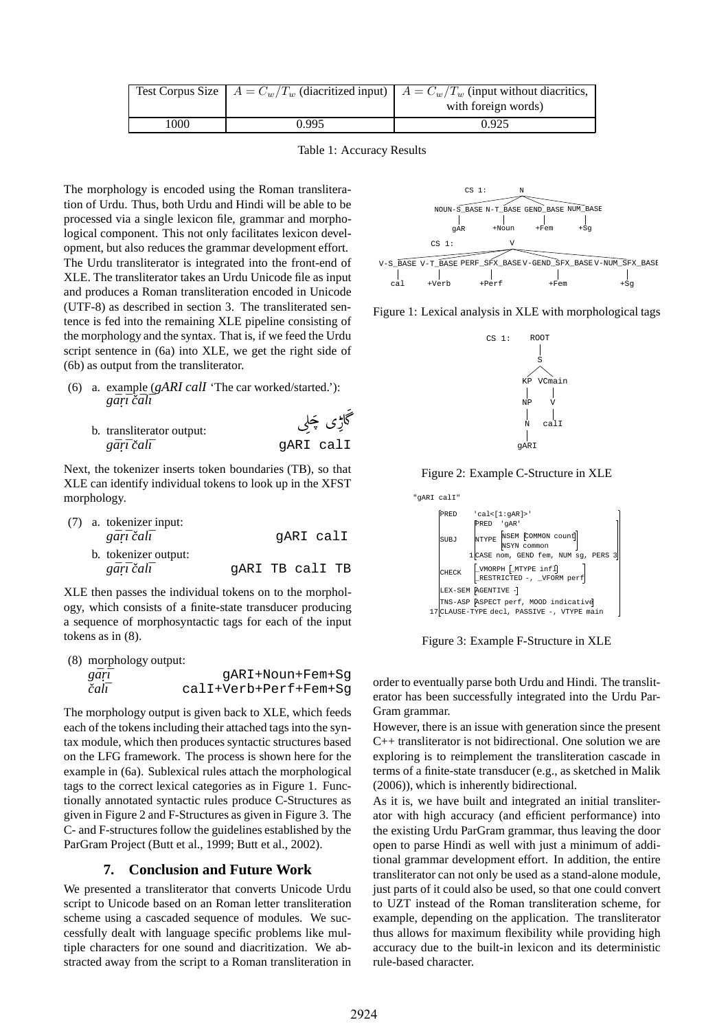| Test Corpus Size | $A = C_w/T_w$ (diacritized input) | $A = C_w/T_w$ (input without diacritics, with foreign words) |
|---|---|---|
| 1000 | 0.995 | 0.925 |

Table 1: Accuracy Results

The morphology is encoded using the Roman transliteration of Urdu. Thus, both Urdu and Hindi will be able to be processed via a single lexicon file, grammar and morphological component. This not only facilitates lexicon development, but also reduces the grammar development effort.

The Urdu transliterator is integrated into the front-end of XLE. The transliterator takes an Urdu Unicode file as input and produces a Roman transliteration encoded in Unicode (UTF-8) as described in section 3. The transliterated sentence is fed into the remaining XLE pipeline consisting of the morphology and the syntax. That is, if we feed the Urdu script sentence in (6a) into XLE, we get the right side of (6b) as output from the transliterator.

(6) a. example (*gARI calI* 'The car worked/started.'): *gāṛī čalī*

b. transliterator output: *gāṛī čalī* گاڑی چلی gARI calI

Next, the tokenizer inserts token boundaries (TB), so that XLE can identify individual tokens to look up in the XFST morphology.

(7) a. tokenizer input: *gāṛī čalī* gARI calI

b. tokenizer output: *gāṛī čalī* gARI TB calI TB

XLE then passes the individual tokens on to the morphology, which consists of a finite-state transducer producing a sequence of morphosyntactic tags for each of the input tokens as in (8).

(8) morphology output:
*gāṛī* gARI+Noun+Fem+Sg
*čalī* calI+Verb+Perf+Fem+Sg

The morphology output is given back to XLE, which feeds each of the tokens including their attached tags into the syntax module, which then produces syntactic structures based on the LFG framework. The process is shown here for the example in (6a). Sublexical rules attach the morphological tags to the correct lexical categories as in Figure 1. Functionally annotated syntactic rules produce C-Structures as given in Figure 2 and F-Structures as given in Figure 3. The C- and F-structures follow the guidelines established by the ParGram Project (Butt et al., 1999; Butt et al., 2002).

Figure 1: Lexical analysis in XLE with morphological tags

Figure 2: Example C-Structure in XLE

Figure 3: Example F-Structure in XLE

## 7. Conclusion and Future Work

We presented a transliterator that converts Unicode Urdu script to Unicode based on an Roman letter transliteration scheme using a cascaded sequence of modules. We successfully dealt with language specific problems like multiple characters for one sound and diacritization. We abstracted away from the script to a Roman transliteration in order to eventually parse both Urdu and Hindi. The transliterator has been successfully integrated into the Urdu ParGram grammar.

However, there is an issue with generation since the present C++ transliterator is not bidirectional. One solution we are exploring is to reimplement the transliteration cascade in terms of a finite-state transducer (e.g., as sketched in Malik (2006)), which is inherently bidirectional.

As it is, we have built and integrated an initial transliterator with high accuracy (and efficient performance) into the existing Urdu ParGram grammar, thus leaving the door open to parse Hindi as well with just a minimum of additional grammar development effort. In addition, the entire transliterator can not only be used as a stand-alone module, just parts of it could also be used, so that one could convert to UZT instead of the Roman transliteration scheme, for example, depending on the application. The transliterator thus allows for maximum flexibility while providing high accuracy due to the built-in lexicon and its deterministic rule-based character.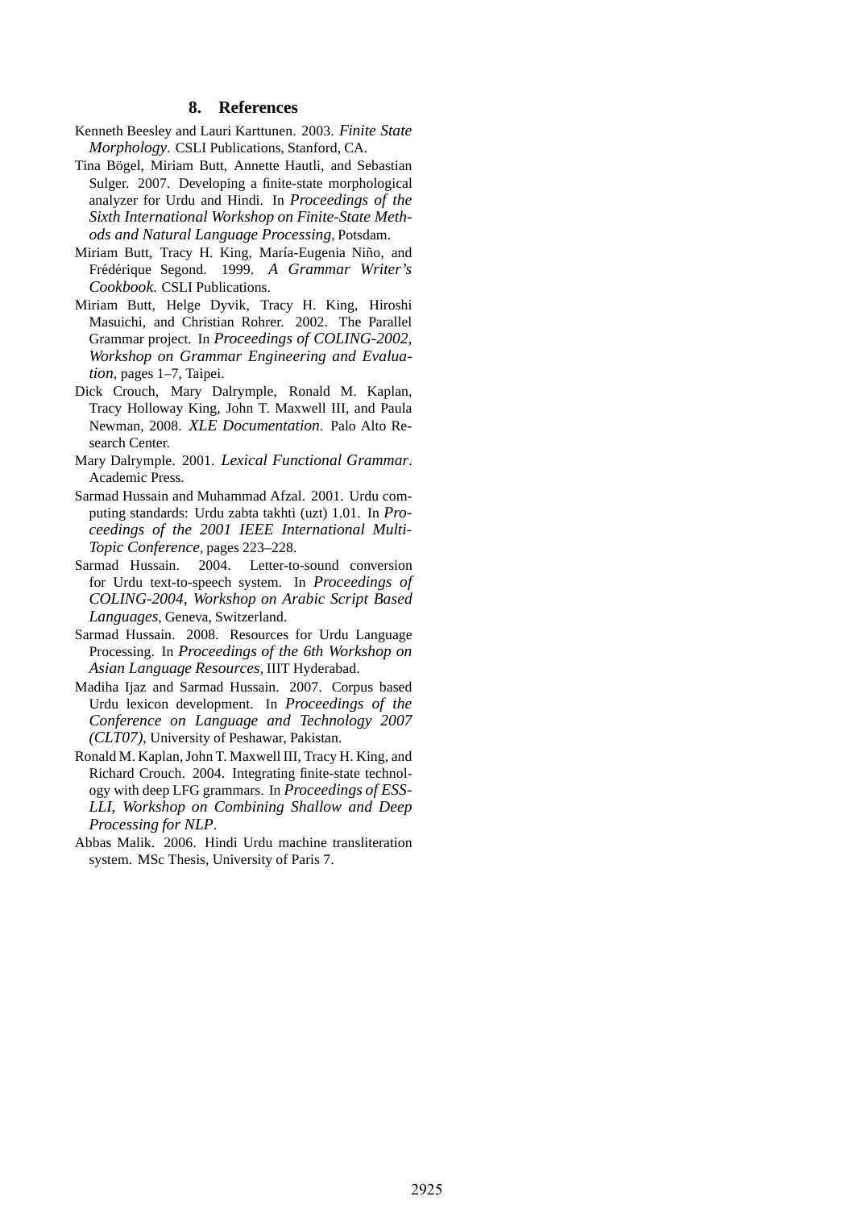## 8. References

Kenneth Beesley and Lauri Karttunen. 2003. *Finite State Morphology*. CSLI Publications, Stanford, CA.

Tina Bögel, Miriam Butt, Annette Hautli, and Sebastian Sulger. 2007. Developing a finite-state morphological analyzer for Urdu and Hindi. In *Proceedings of the Sixth International Workshop on Finite-State Methods and Natural Language Processing*, Potsdam.

Miriam Butt, Tracy H. King, María-Eugenia Niño, and Frédérique Segond. 1999. *A Grammar Writer's Cookbook*. CSLI Publications.

Miriam Butt, Helge Dyvik, Tracy H. King, Hiroshi Masuichi, and Christian Rohrer. 2002. The Parallel Grammar project. In *Proceedings of COLING-2002, Workshop on Grammar Engineering and Evaluation*, pages 1–7, Taipei.

Dick Crouch, Mary Dalrymple, Ronald M. Kaplan, Tracy Holloway King, John T. Maxwell III, and Paula Newman, 2008. *XLE Documentation*. Palo Alto Research Center.

Mary Dalrymple. 2001. *Lexical Functional Grammar*. Academic Press.

Sarmad Hussain and Muhammad Afzal. 2001. Urdu computing standards: Urdu zabta takhti (uzt) 1.01. In *Proceedings of the 2001 IEEE International Multi-Topic Conference*, pages 223–228.

Sarmad Hussain. 2004. Letter-to-sound conversion for Urdu text-to-speech system. In *Proceedings of COLING-2004, Workshop on Arabic Script Based Languages*, Geneva, Switzerland.

Sarmad Hussain. 2008. Resources for Urdu Language Processing. In *Proceedings of the 6th Workshop on Asian Language Resources*, IIIT Hyderabad.

Madiha Ijaz and Sarmad Hussain. 2007. Corpus based Urdu lexicon development. In *Proceedings of the Conference on Language and Technology 2007 (CLT07)*, University of Peshawar, Pakistan.

Ronald M. Kaplan, John T. Maxwell III, Tracy H. King, and Richard Crouch. 2004. Integrating finite-state technology with deep LFG grammars. In *Proceedings of ESSLLI, Workshop on Combining Shallow and Deep Processing for NLP*.

Abbas Malik. 2006. Hindi Urdu machine transliteration system. MSc Thesis, University of Paris 7.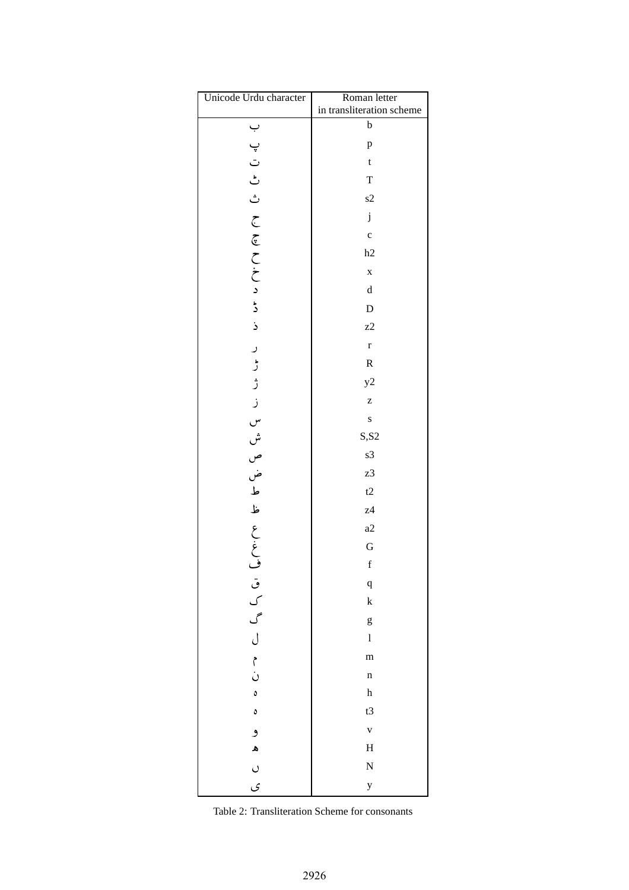| Unicode Urdu character | Roman letter in transliteration scheme |
|---|---|
| ب | b |
| پ | p |
| ت | t |
| ٹ | T |
| ث | s2 |
| ج | j |
| چ | c |
| ح | h2 |
| خ | x |
| د | d |
| ڈ | D |
| ذ | z2 |
| ر | r |
| ڑ | R |
| ژ | y2 |
| ز | z |
| س | s |
| ش | S,S2 |
| ص | s3 |
| ض | z3 |
| ط | t2 |
| ظ | z4 |
| ع | a2 |
| غ | G |
| ف | f |
| ق | q |
| ک | k |
| گ | g |
| ل | l |
| م | m |
| ن | n |
| ہ | h |
| ة | t3 |
| و | v |
| ھ | H |
| ں | N |
| ی | y |

Table 2: Transliteration Scheme for consonants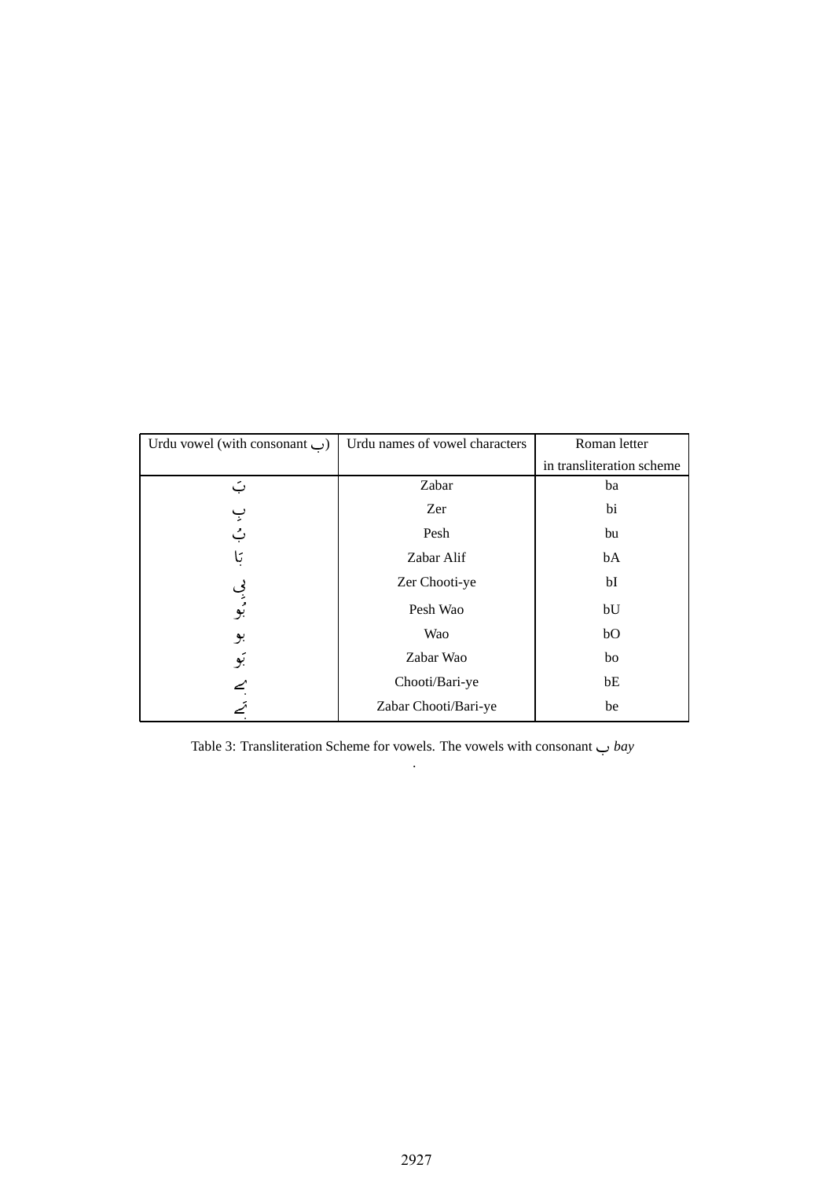| Urdu vowel (with consonant ب) | Urdu names of vowel characters | Roman letter in transliteration scheme |
|---|---|---|
| بَ | Zabar | ba |
| بِ | Zer | bi |
| بُ | Pesh | bu |
| بَا | Zabar Alif | bA |
| بِی | Zer Chooti-ye | bI |
| بُو | Pesh Wao | bU |
| بو | Wao | bO |
| بَو | Zabar Wao | bo |
| بے | Chooti/Bari-ye | bE |
| بَے | Zabar Chooti/Bari-ye | be |

Table 3: Transliteration Scheme for vowels. The vowels with consonant ب *bay*
.